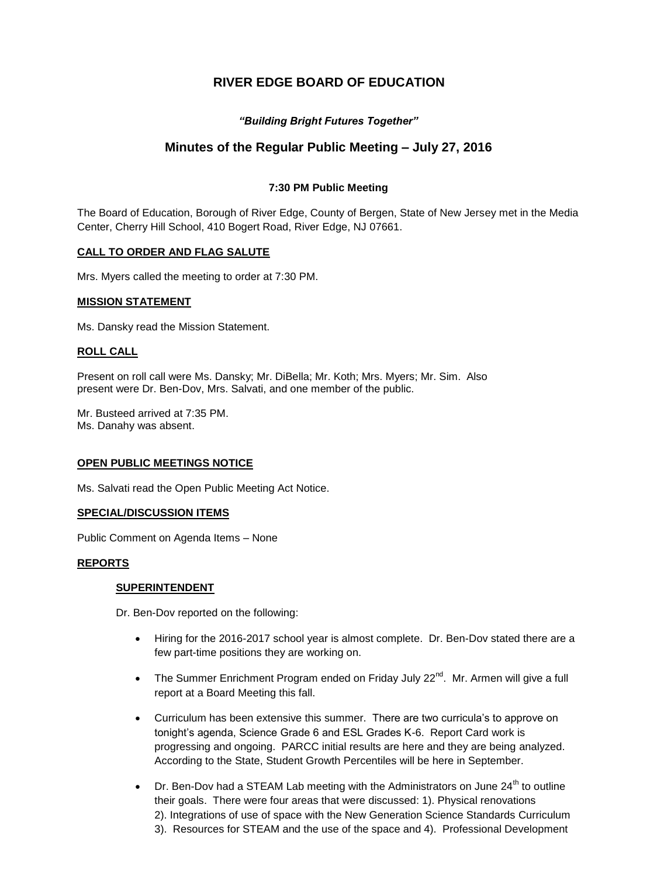# RIVER EDGE BOARD OF EDUCATION

*"Building Bright Futures Together"*

## Minutes of the Regular Public Meeting – July 27, 2016

**7:30 PM Public Meeting**

The Board of Education, Borough of River Edge, County of Bergen, State of New Jersey met in the Media Center, Cherry Hill School, 410 Bogert Road, River Edge, NJ 07661.

**CALL TO ORDER AND FLAG SALUTE**

Mrs. Myers called the meeting to order at 7:30 PM.

**MISSION STATEMENT**

Ms. Dansky read the Mission Statement.

**ROLL CALL**

Present on roll call were Ms. Dansky; Mr. DiBella; Mr. Koth; Mrs. Myers; Mr. Sim. Also present were Dr. Ben-Dov, Mrs. Salvati, and one member of the public.

Mr. Busteed arrived at 7:35 PM.
Ms. Danahy was absent.

**OPEN PUBLIC MEETINGS NOTICE**

Ms. Salvati read the Open Public Meeting Act Notice.

**SPECIAL/DISCUSSION ITEMS**

Public Comment on Agenda Items – None

**REPORTS**

**SUPERINTENDENT**

Dr. Ben-Dov reported on the following:

- Hiring for the 2016-2017 school year is almost complete. Dr. Ben-Dov stated there are a few part-time positions they are working on.
- The Summer Enrichment Program ended on Friday July 22nd. Mr. Armen will give a full report at a Board Meeting this fall.
- Curriculum has been extensive this summer. There are two curricula's to approve on tonight's agenda, Science Grade 6 and ESL Grades K-6. Report Card work is progressing and ongoing. PARCC initial results are here and they are being analyzed. According to the State, Student Growth Percentiles will be here in September.
- Dr. Ben-Dov had a STEAM Lab meeting with the Administrators on June 24th to outline their goals. There were four areas that were discussed: 1). Physical renovations 2). Integrations of use of space with the New Generation Science Standards Curriculum 3). Resources for STEAM and the use of the space and 4). Professional Development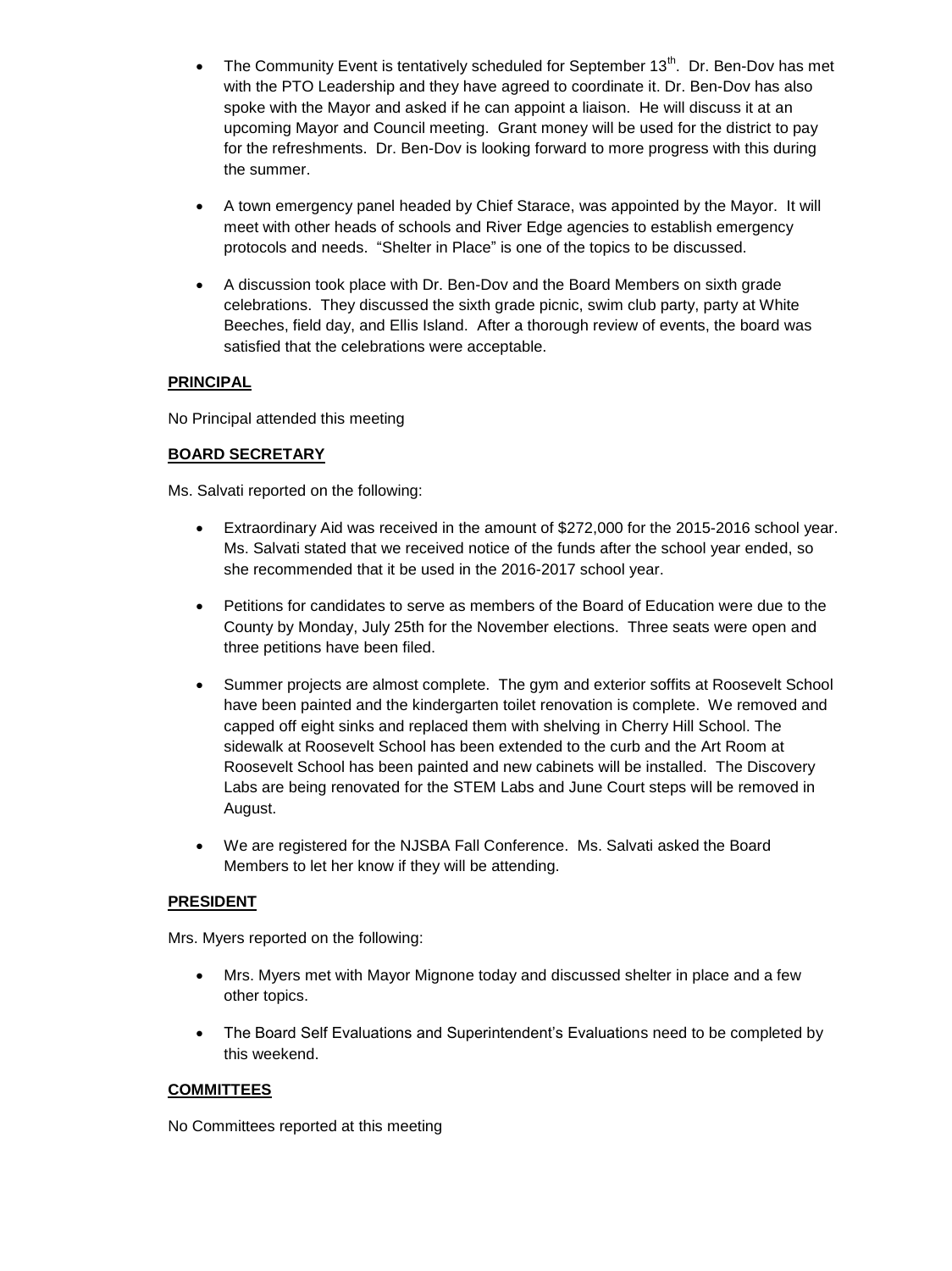- The Community Event is tentatively scheduled for September 13th. Dr. Ben-Dov has met with the PTO Leadership and they have agreed to coordinate it. Dr. Ben-Dov has also spoke with the Mayor and asked if he can appoint a liaison. He will discuss it at an upcoming Mayor and Council meeting. Grant money will be used for the district to pay for the refreshments. Dr. Ben-Dov is looking forward to more progress with this during the summer.

- A town emergency panel headed by Chief Starace, was appointed by the Mayor. It will meet with other heads of schools and River Edge agencies to establish emergency protocols and needs. "Shelter in Place" is one of the topics to be discussed.

- A discussion took place with Dr. Ben-Dov and the Board Members on sixth grade celebrations. They discussed the sixth grade picnic, swim club party, party at White Beeches, field day, and Ellis Island. After a thorough review of events, the board was satisfied that the celebrations were acceptable.

**PRINCIPAL**

No Principal attended this meeting

**BOARD SECRETARY**

Ms. Salvati reported on the following:

- Extraordinary Aid was received in the amount of $272,000 for the 2015-2016 school year. Ms. Salvati stated that we received notice of the funds after the school year ended, so she recommended that it be used in the 2016-2017 school year.

- Petitions for candidates to serve as members of the Board of Education were due to the County by Monday, July 25th for the November elections. Three seats were open and three petitions have been filed.

- Summer projects are almost complete. The gym and exterior soffits at Roosevelt School have been painted and the kindergarten toilet renovation is complete. We removed and capped off eight sinks and replaced them with shelving in Cherry Hill School. The sidewalk at Roosevelt School has been extended to the curb and the Art Room at Roosevelt School has been painted and new cabinets will be installed. The Discovery Labs are being renovated for the STEM Labs and June Court steps will be removed in August.

- We are registered for the NJSBA Fall Conference. Ms. Salvati asked the Board Members to let her know if they will be attending.

**PRESIDENT**

Mrs. Myers reported on the following:

- Mrs. Myers met with Mayor Mignone today and discussed shelter in place and a few other topics.

- The Board Self Evaluations and Superintendent's Evaluations need to be completed by this weekend.

**COMMITTEES**

No Committees reported at this meeting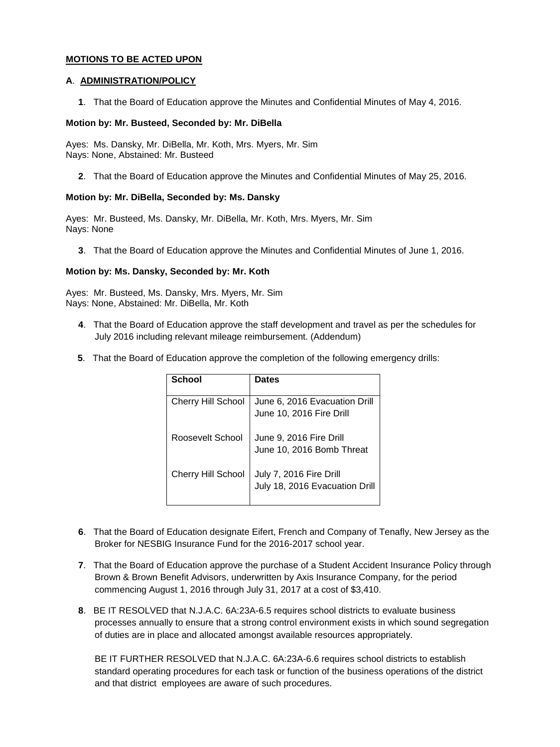**MOTIONS TO BE ACTED UPON**

**A**. **ADMINISTRATION/POLICY**

**1**. That the Board of Education approve the Minutes and Confidential Minutes of May 4, 2016.

**Motion by: Mr. Busteed, Seconded by: Mr. DiBella**

Ayes: Ms. Dansky, Mr. DiBella, Mr. Koth, Mrs. Myers, Mr. Sim
Nays: None, Abstained: Mr. Busteed

**2**. That the Board of Education approve the Minutes and Confidential Minutes of May 25, 2016.

**Motion by: Mr. DiBella, Seconded by: Ms. Dansky**

Ayes: Mr. Busteed, Ms. Dansky, Mr. DiBella, Mr. Koth, Mrs. Myers, Mr. Sim
Nays: None

**3**. That the Board of Education approve the Minutes and Confidential Minutes of June 1, 2016.

**Motion by: Ms. Dansky, Seconded by: Mr. Koth**

Ayes: Mr. Busteed, Ms. Dansky, Mrs. Myers, Mr. Sim
Nays: None, Abstained: Mr. DiBella, Mr. Koth

**4**. That the Board of Education approve the staff development and travel as per the schedules for July 2016 including relevant mileage reimbursement. (Addendum)

**5**. That the Board of Education approve the completion of the following emergency drills:

| School | Dates |
|---|---|
| Cherry Hill School | June 6, 2016 Evacuation Drill<br>June 10, 2016 Fire Drill |
| Roosevelt School | June 9, 2016 Fire Drill<br>June 10, 2016 Bomb Threat |
| Cherry Hill School | July 7, 2016 Fire Drill<br>July 18, 2016 Evacuation Drill |

**6**. That the Board of Education designate Eifert, French and Company of Tenafly, New Jersey as the Broker for NESBIG Insurance Fund for the 2016-2017 school year.

**7**. That the Board of Education approve the purchase of a Student Accident Insurance Policy through Brown & Brown Benefit Advisors, underwritten by Axis Insurance Company, for the period commencing August 1, 2016 through July 31, 2017 at a cost of $3,410.

**8**. BE IT RESOLVED that N.J.A.C. 6A:23A-6.5 requires school districts to evaluate business processes annually to ensure that a strong control environment exists in which sound segregation of duties are in place and allocated amongst available resources appropriately.

BE IT FURTHER RESOLVED that N.J.A.C. 6A:23A-6.6 requires school districts to establish standard operating procedures for each task or function of the business operations of the district and that district employees are aware of such procedures.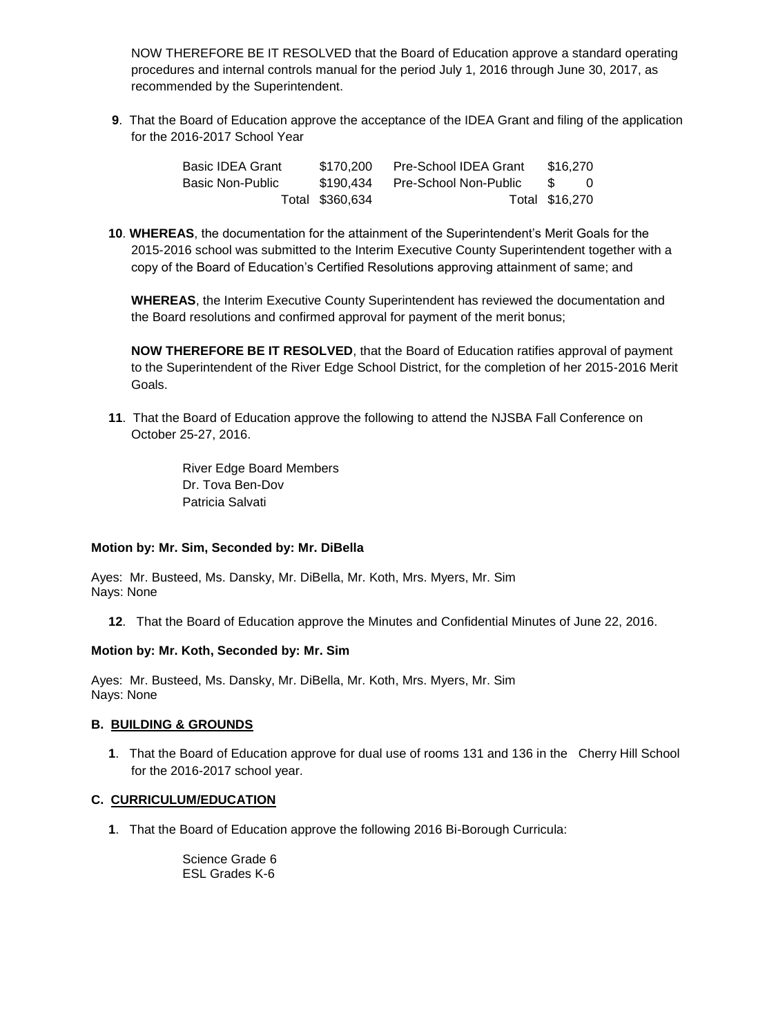NOW THEREFORE BE IT RESOLVED that the Board of Education approve a standard operating procedures and internal controls manual for the period July 1, 2016 through June 30, 2017, as recommended by the Superintendent.

**9**. That the Board of Education approve the acceptance of the IDEA Grant and filing of the application for the 2016-2017 School Year

| | | | |
|---|---|---|---|
| Basic IDEA Grant | $170,200 | Pre-School IDEA Grant | $16,270 |
| Basic Non-Public | $190,434 | Pre-School Non-Public | $ 0 |
| | Total $360,634 | | Total $16,270 |

**10**. **WHEREAS**, the documentation for the attainment of the Superintendent's Merit Goals for the 2015-2016 school was submitted to the Interim Executive County Superintendent together with a copy of the Board of Education's Certified Resolutions approving attainment of same; and

**WHEREAS**, the Interim Executive County Superintendent has reviewed the documentation and the Board resolutions and confirmed approval for payment of the merit bonus;

**NOW THEREFORE BE IT RESOLVED**, that the Board of Education ratifies approval of payment to the Superintendent of the River Edge School District, for the completion of her 2015-2016 Merit Goals.

**11**. That the Board of Education approve the following to attend the NJSBA Fall Conference on October 25-27, 2016.

River Edge Board Members
Dr. Tova Ben-Dov
Patricia Salvati

**Motion by: Mr. Sim, Seconded by: Mr. DiBella**

Ayes: Mr. Busteed, Ms. Dansky, Mr. DiBella, Mr. Koth, Mrs. Myers, Mr. Sim
Nays: None

**12**. That the Board of Education approve the Minutes and Confidential Minutes of June 22, 2016.

**Motion by: Mr. Koth, Seconded by: Mr. Sim**

Ayes: Mr. Busteed, Ms. Dansky, Mr. DiBella, Mr. Koth, Mrs. Myers, Mr. Sim
Nays: None

### B. BUILDING & GROUNDS

**1**. That the Board of Education approve for dual use of rooms 131 and 136 in the Cherry Hill School for the 2016-2017 school year.

### C. CURRICULUM/EDUCATION

**1**. That the Board of Education approve the following 2016 Bi-Borough Curricula:

Science Grade 6
ESL Grades K-6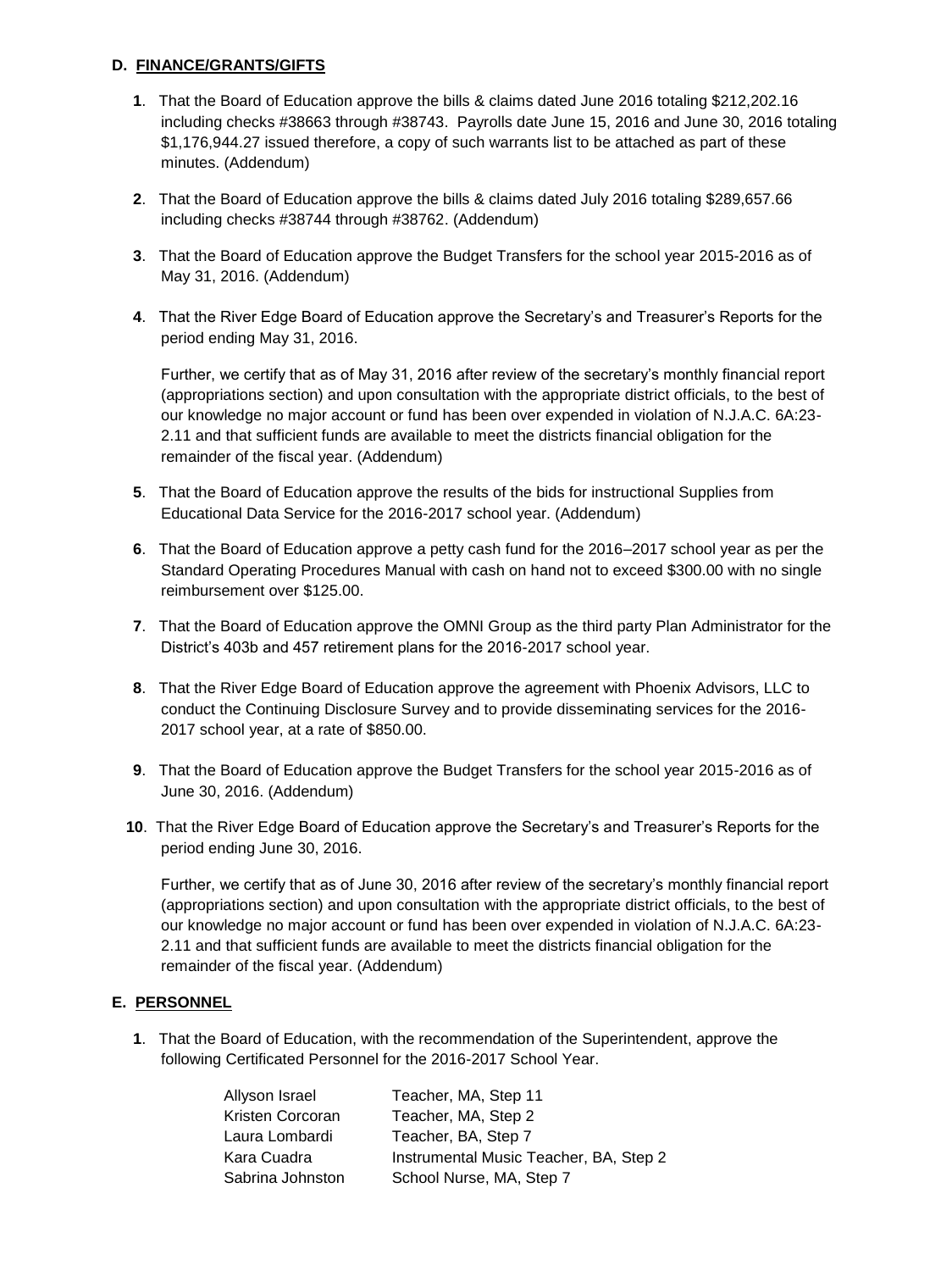**D. FINANCE/GRANTS/GIFTS**

**1**. That the Board of Education approve the bills & claims dated June 2016 totaling $212,202.16 including checks #38663 through #38743. Payrolls date June 15, 2016 and June 30, 2016 totaling $1,176,944.27 issued therefore, a copy of such warrants list to be attached as part of these minutes. (Addendum)

**2**. That the Board of Education approve the bills & claims dated July 2016 totaling $289,657.66 including checks #38744 through #38762. (Addendum)

**3**. That the Board of Education approve the Budget Transfers for the school year 2015-2016 as of May 31, 2016. (Addendum)

**4**. That the River Edge Board of Education approve the Secretary's and Treasurer's Reports for the period ending May 31, 2016.

Further, we certify that as of May 31, 2016 after review of the secretary's monthly financial report (appropriations section) and upon consultation with the appropriate district officials, to the best of our knowledge no major account or fund has been over expended in violation of N.J.A.C. 6A:23-2.11 and that sufficient funds are available to meet the districts financial obligation for the remainder of the fiscal year. (Addendum)

**5**. That the Board of Education approve the results of the bids for instructional Supplies from Educational Data Service for the 2016-2017 school year. (Addendum)

**6**. That the Board of Education approve a petty cash fund for the 2016–2017 school year as per the Standard Operating Procedures Manual with cash on hand not to exceed $300.00 with no single reimbursement over $125.00.

**7**. That the Board of Education approve the OMNI Group as the third party Plan Administrator for the District's 403b and 457 retirement plans for the 2016-2017 school year.

**8**. That the River Edge Board of Education approve the agreement with Phoenix Advisors, LLC to conduct the Continuing Disclosure Survey and to provide disseminating services for the 2016-2017 school year, at a rate of $850.00.

**9**. That the Board of Education approve the Budget Transfers for the school year 2015-2016 as of June 30, 2016. (Addendum)

**10**. That the River Edge Board of Education approve the Secretary's and Treasurer's Reports for the period ending June 30, 2016.

Further, we certify that as of June 30, 2016 after review of the secretary's monthly financial report (appropriations section) and upon consultation with the appropriate district officials, to the best of our knowledge no major account or fund has been over expended in violation of N.J.A.C. 6A:23-2.11 and that sufficient funds are available to meet the districts financial obligation for the remainder of the fiscal year. (Addendum)

**E. PERSONNEL**

**1**. That the Board of Education, with the recommendation of the Superintendent, approve the following Certificated Personnel for the 2016-2017 School Year.

| | |
|---|---|
| Allyson Israel | Teacher, MA, Step 11 |
| Kristen Corcoran | Teacher, MA, Step 2 |
| Laura Lombardi | Teacher, BA, Step 7 |
| Kara Cuadra | Instrumental Music Teacher, BA, Step 2 |
| Sabrina Johnston | School Nurse, MA, Step 7 |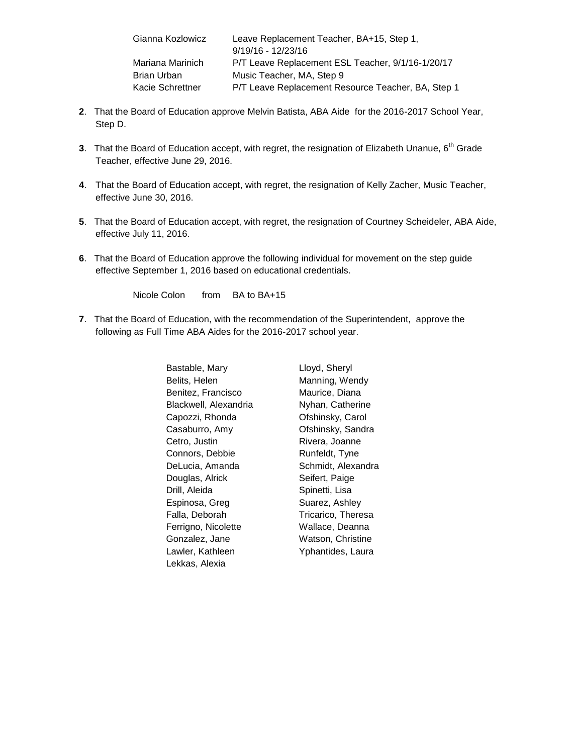| | |
|---|---|
| Gianna Kozlowicz | Leave Replacement Teacher, BA+15, Step 1, 9/19/16 - 12/23/16 |
| Mariana Marinich | P/T Leave Replacement ESL Teacher, 9/1/16-1/20/17 |
| Brian Urban | Music Teacher, MA, Step 9 |
| Kacie Schrettner | P/T Leave Replacement Resource Teacher, BA, Step 1 |

**2**. That the Board of Education approve Melvin Batista, ABA Aide for the 2016-2017 School Year, Step D.

**3**. That the Board of Education accept, with regret, the resignation of Elizabeth Unanue, 6th Grade Teacher, effective June 29, 2016.

**4**. That the Board of Education accept, with regret, the resignation of Kelly Zacher, Music Teacher, effective June 30, 2016.

**5**. That the Board of Education accept, with regret, the resignation of Courtney Scheideler, ABA Aide, effective July 11, 2016.

**6**. That the Board of Education approve the following individual for movement on the step guide effective September 1, 2016 based on educational credentials.

Nicole Colon from BA to BA+15

**7**. That the Board of Education, with the recommendation of the Superintendent, approve the following as Full Time ABA Aides for the 2016-2017 school year.

| | |
|---|---|
| Bastable, Mary | Lloyd, Sheryl |
| Belits, Helen | Manning, Wendy |
| Benitez, Francisco | Maurice, Diana |
| Blackwell, Alexandria | Nyhan, Catherine |
| Capozzi, Rhonda | Ofshinsky, Carol |
| Casaburro, Amy | Ofshinsky, Sandra |
| Cetro, Justin | Rivera, Joanne |
| Connors, Debbie | Runfeldt, Tyne |
| DeLucia, Amanda | Schmidt, Alexandra |
| Douglas, Alrick | Seifert, Paige |
| Drill, Aleida | Spinetti, Lisa |
| Espinosa, Greg | Suarez, Ashley |
| Falla, Deborah | Tricarico, Theresa |
| Ferrigno, Nicolette | Wallace, Deanna |
| Gonzalez, Jane | Watson, Christine |
| Lawler, Kathleen | Yphantides, Laura |
| Lekkas, Alexia | |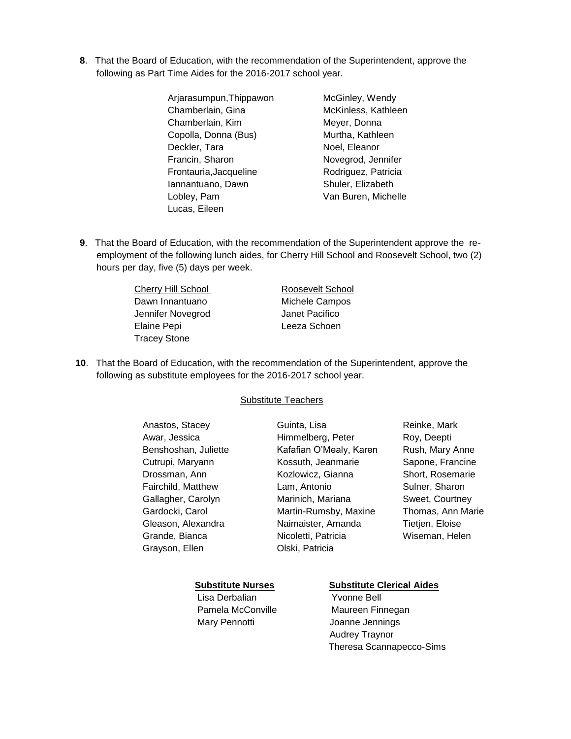**8**. That the Board of Education, with the recommendation of the Superintendent, approve the following as Part Time Aides for the 2016-2017 school year.

- Arjarasumpun,Thippawon
- Chamberlain, Gina
- Chamberlain, Kim
- Copolla, Donna (Bus)
- Deckler, Tara
- Francin, Sharon
- Frontauria,Jacqueline
- Iannantuano, Dawn
- Lobley, Pam
- Lucas, Eileen
- McGinley, Wendy
- McKinless, Kathleen
- Meyer, Donna
- Murtha, Kathleen
- Noel, Eleanor
- Novegrod, Jennifer
- Rodriguez, Patricia
- Shuler, Elizabeth
- Van Buren, Michelle

**9**. That the Board of Education, with the recommendation of the Superintendent approve the re-employment of the following lunch aides, for Cherry Hill School and Roosevelt School, two (2) hours per day, five (5) days per week.

| Cherry Hill School | Roosevelt School |
|---|---|
| Dawn Innantuano | Michele Campos |
| Jennifer Novegrod | Janet Pacifico |
| Elaine Pepi | Leeza Schoen |
| Tracey Stone | |

**10**. That the Board of Education, with the recommendation of the Superintendent, approve the following as substitute employees for the 2016-2017 school year.

Substitute Teachers

- Anastos, Stacey
- Awar, Jessica
- Benshoshan, Juliette
- Cutrupi, Maryann
- Drossman, Ann
- Fairchild, Matthew
- Gallagher, Carolyn
- Gardocki, Carol
- Gleason, Alexandra
- Grande, Bianca
- Grayson, Ellen
- Guinta, Lisa
- Himmelberg, Peter
- Kafafian O'Mealy, Karen
- Kossuth, Jeanmarie
- Kozlowicz, Gianna
- Lam, Antonio
- Marinich, Mariana
- Martin-Rumsby, Maxine
- Naimaister, Amanda
- Nicoletti, Patricia
- Olski, Patricia
- Reinke, Mark
- Roy, Deepti
- Rush, Mary Anne
- Sapone, Francine
- Short, Rosemarie
- Sulner, Sharon
- Sweet, Courtney
- Thomas, Ann Marie
- Tietjen, Eloise
- Wiseman, Helen

| **Substitute Nurses** | **Substitute Clerical Aides** |
|---|---|
| Lisa Derbalian | Yvonne Bell |
| Pamela McConville | Maureen Finnegan |
| Mary Pennotti | Joanne Jennings |
| | Audrey Traynor |
| | Theresa Scannapecco-Sims |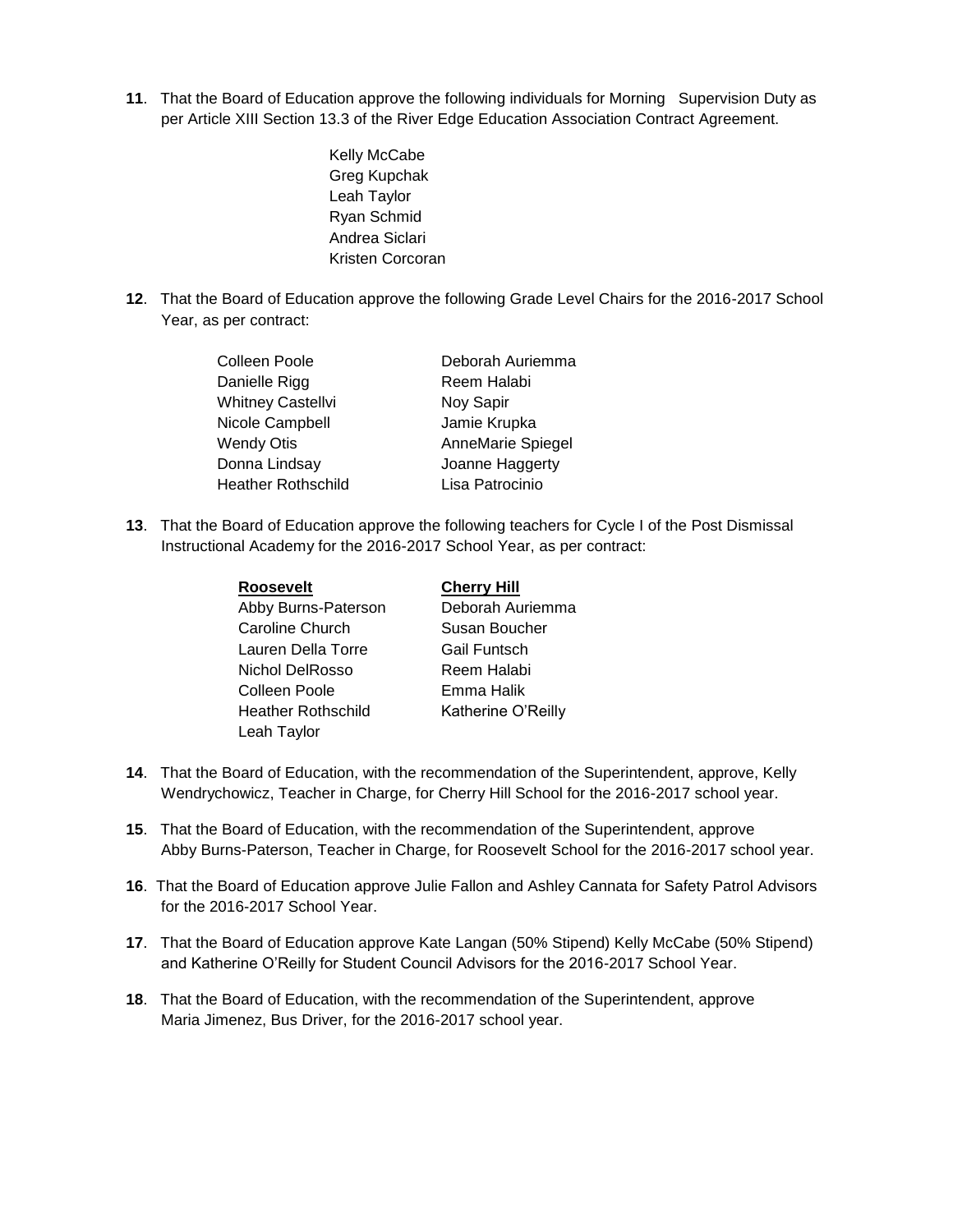**11**. That the Board of Education approve the following individuals for Morning Supervision Duty as per Article XIII Section 13.3 of the River Edge Education Association Contract Agreement.

Kelly McCabe
Greg Kupchak
Leah Taylor
Ryan Schmid
Andrea Siclari
Kristen Corcoran

**12**. That the Board of Education approve the following Grade Level Chairs for the 2016-2017 School Year, as per contract:

| | |
|---|---|
| Colleen Poole | Deborah Auriemma |
| Danielle Rigg | Reem Halabi |
| Whitney Castellvi | Noy Sapir |
| Nicole Campbell | Jamie Krupka |
| Wendy Otis | AnneMarie Spiegel |
| Donna Lindsay | Joanne Haggerty |
| Heather Rothschild | Lisa Patrocinio |

**13**. That the Board of Education approve the following teachers for Cycle I of the Post Dismissal Instructional Academy for the 2016-2017 School Year, as per contract:

| **Roosevelt** | **Cherry Hill** |
|---|---|
| Abby Burns-Paterson | Deborah Auriemma |
| Caroline Church | Susan Boucher |
| Lauren Della Torre | Gail Funtsch |
| Nichol DelRosso | Reem Halabi |
| Colleen Poole | Emma Halik |
| Heather Rothschild | Katherine O'Reilly |
| Leah Taylor | |

**14**. That the Board of Education, with the recommendation of the Superintendent, approve, Kelly Wendrychowicz, Teacher in Charge, for Cherry Hill School for the 2016-2017 school year.

**15**. That the Board of Education, with the recommendation of the Superintendent, approve Abby Burns-Paterson, Teacher in Charge, for Roosevelt School for the 2016-2017 school year.

**16**. That the Board of Education approve Julie Fallon and Ashley Cannata for Safety Patrol Advisors for the 2016-2017 School Year.

**17**. That the Board of Education approve Kate Langan (50% Stipend) Kelly McCabe (50% Stipend) and Katherine O'Reilly for Student Council Advisors for the 2016-2017 School Year.

**18**. That the Board of Education, with the recommendation of the Superintendent, approve Maria Jimenez, Bus Driver, for the 2016-2017 school year.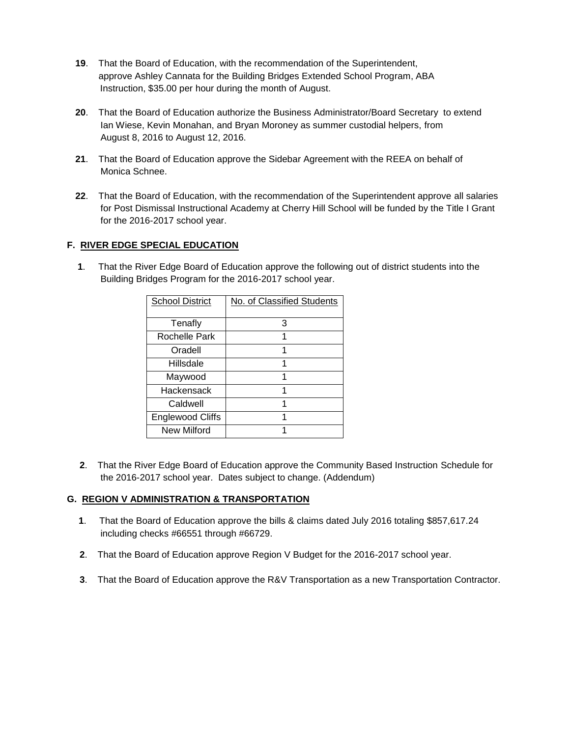**19**. That the Board of Education, with the recommendation of the Superintendent, approve Ashley Cannata for the Building Bridges Extended School Program, ABA Instruction, $35.00 per hour during the month of August.

**20**. That the Board of Education authorize the Business Administrator/Board Secretary to extend Ian Wiese, Kevin Monahan, and Bryan Moroney as summer custodial helpers, from August 8, 2016 to August 12, 2016.

**21**. That the Board of Education approve the Sidebar Agreement with the REEA on behalf of Monica Schnee.

**22**. That the Board of Education, with the recommendation of the Superintendent approve all salaries for Post Dismissal Instructional Academy at Cherry Hill School will be funded by the Title I Grant for the 2016-2017 school year.

### F. RIVER EDGE SPECIAL EDUCATION

**1**. That the River Edge Board of Education approve the following out of district students into the Building Bridges Program for the 2016-2017 school year.

| School District | No. of Classified Students |
|---|---|
| Tenafly | 3 |
| Rochelle Park | 1 |
| Oradell | 1 |
| Hillsdale | 1 |
| Maywood | 1 |
| Hackensack | 1 |
| Caldwell | 1 |
| Englewood Cliffs | 1 |
| New Milford | 1 |

**2**. That the River Edge Board of Education approve the Community Based Instruction Schedule for the 2016-2017 school year. Dates subject to change. (Addendum)

### G. REGION V ADMINISTRATION & TRANSPORTATION

**1**. That the Board of Education approve the bills & claims dated July 2016 totaling $857,617.24 including checks #66551 through #66729.

**2**. That the Board of Education approve Region V Budget for the 2016-2017 school year.

**3**. That the Board of Education approve the R&V Transportation as a new Transportation Contractor.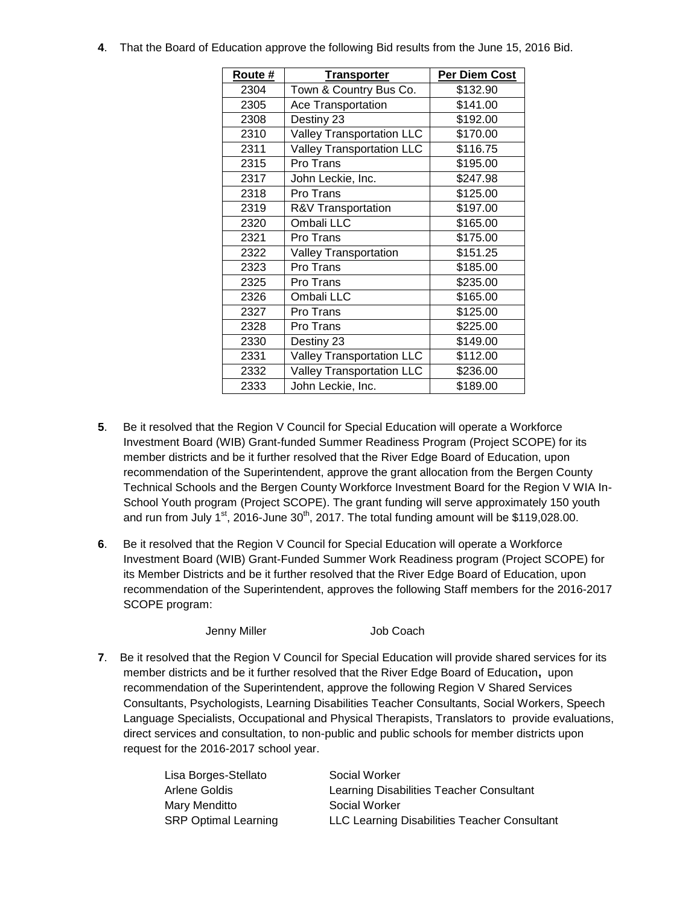**4**. That the Board of Education approve the following Bid results from the June 15, 2016 Bid.

| Route # | Transporter | Per Diem Cost |
|---|---|---|
| 2304 | Town & Country Bus Co. | $132.90 |
| 2305 | Ace Transportation | $141.00 |
| 2308 | Destiny 23 | $192.00 |
| 2310 | Valley Transportation LLC | $170.00 |
| 2311 | Valley Transportation LLC | $116.75 |
| 2315 | Pro Trans | $195.00 |
| 2317 | John Leckie, Inc. | $247.98 |
| 2318 | Pro Trans | $125.00 |
| 2319 | R&V Transportation | $197.00 |
| 2320 | Ombali LLC | $165.00 |
| 2321 | Pro Trans | $175.00 |
| 2322 | Valley Transportation | $151.25 |
| 2323 | Pro Trans | $185.00 |
| 2325 | Pro Trans | $235.00 |
| 2326 | Ombali LLC | $165.00 |
| 2327 | Pro Trans | $125.00 |
| 2328 | Pro Trans | $225.00 |
| 2330 | Destiny 23 | $149.00 |
| 2331 | Valley Transportation LLC | $112.00 |
| 2332 | Valley Transportation LLC | $236.00 |
| 2333 | John Leckie, Inc. | $189.00 |

**5**. Be it resolved that the Region V Council for Special Education will operate a Workforce Investment Board (WIB) Grant-funded Summer Readiness Program (Project SCOPE) for its member districts and be it further resolved that the River Edge Board of Education, upon recommendation of the Superintendent, approve the grant allocation from the Bergen County Technical Schools and the Bergen County Workforce Investment Board for the Region V WIA In-School Youth program (Project SCOPE). The grant funding will serve approximately 150 youth and run from July 1st, 2016-June 30th, 2017. The total funding amount will be $119,028.00.

**6**. Be it resolved that the Region V Council for Special Education will operate a Workforce Investment Board (WIB) Grant-Funded Summer Work Readiness program (Project SCOPE) for its Member Districts and be it further resolved that the River Edge Board of Education, upon recommendation of the Superintendent, approves the following Staff members for the 2016-2017 SCOPE program:

Jenny Miller — Job Coach

**7**. Be it resolved that the Region V Council for Special Education will provide shared services for its member districts and be it further resolved that the River Edge Board of Education, upon recommendation of the Superintendent, approve the following Region V Shared Services Consultants, Psychologists, Learning Disabilities Teacher Consultants, Social Workers, Speech Language Specialists, Occupational and Physical Therapists, Translators to provide evaluations, direct services and consultation, to non-public and public schools for member districts upon request for the 2016-2017 school year.

| | |
|---|---|
| Lisa Borges-Stellato | Social Worker |
| Arlene Goldis | Learning Disabilities Teacher Consultant |
| Mary Menditto | Social Worker |
| SRP Optimal Learning | LLC Learning Disabilities Teacher Consultant |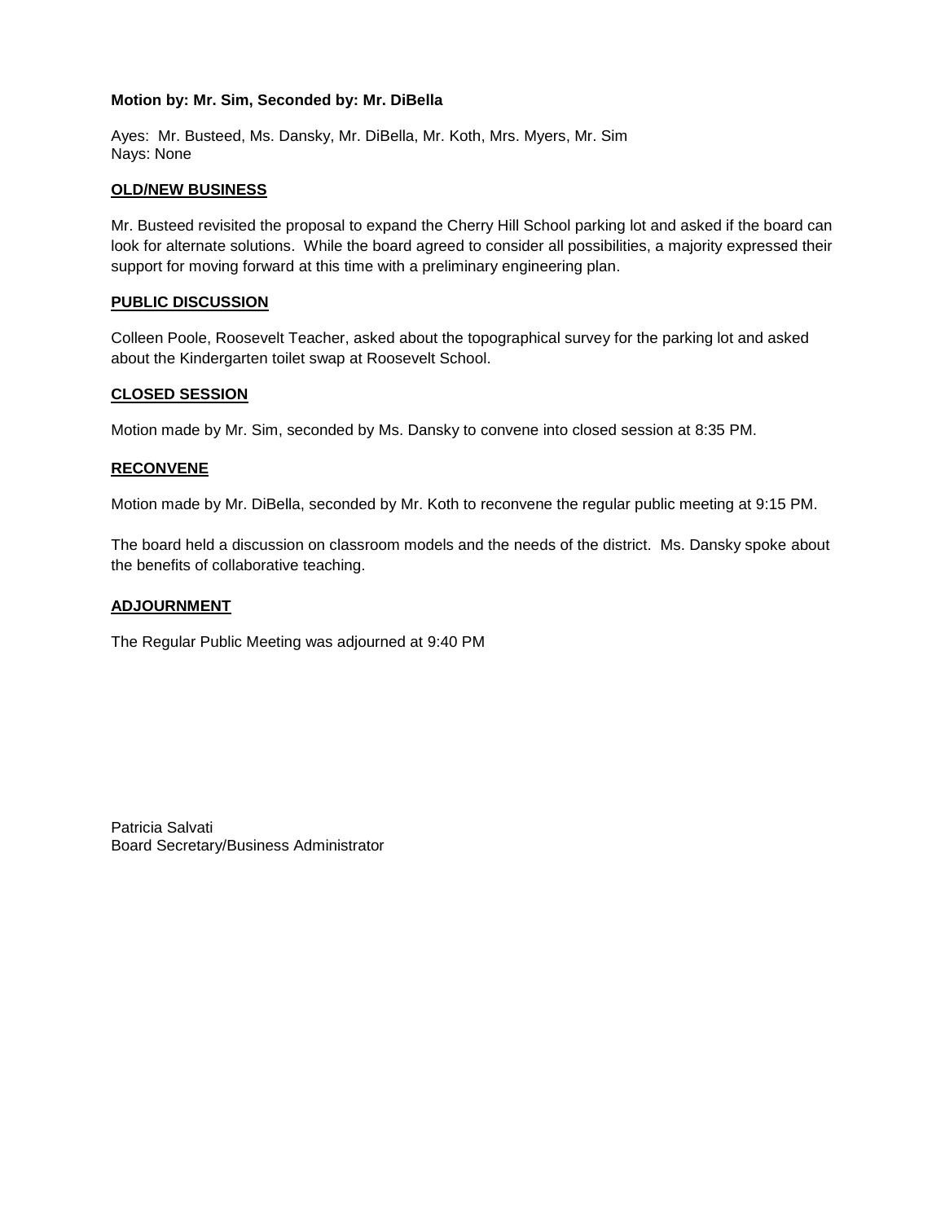**Motion by: Mr. Sim, Seconded by: Mr. DiBella**

Ayes: Mr. Busteed, Ms. Dansky, Mr. DiBella, Mr. Koth, Mrs. Myers, Mr. Sim
Nays: None

**OLD/NEW BUSINESS**

Mr. Busteed revisited the proposal to expand the Cherry Hill School parking lot and asked if the board can look for alternate solutions. While the board agreed to consider all possibilities, a majority expressed their support for moving forward at this time with a preliminary engineering plan.

**PUBLIC DISCUSSION**

Colleen Poole, Roosevelt Teacher, asked about the topographical survey for the parking lot and asked about the Kindergarten toilet swap at Roosevelt School.

**CLOSED SESSION**

Motion made by Mr. Sim, seconded by Ms. Dansky to convene into closed session at 8:35 PM.

**RECONVENE**

Motion made by Mr. DiBella, seconded by Mr. Koth to reconvene the regular public meeting at 9:15 PM.

The board held a discussion on classroom models and the needs of the district. Ms. Dansky spoke about the benefits of collaborative teaching.

**ADJOURNMENT**

The Regular Public Meeting was adjourned at 9:40 PM

Patricia Salvati
Board Secretary/Business Administrator